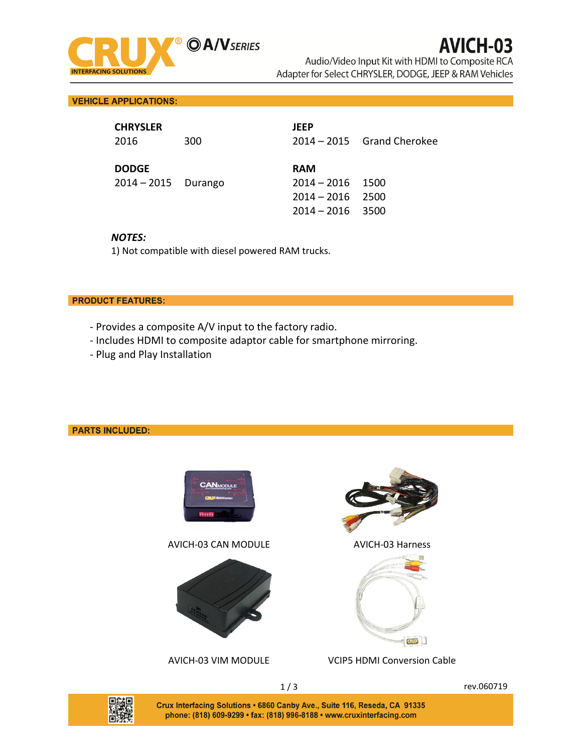# AVICH-03

Audio/Video Input Kit with HDMI to Composite RCA Adapter for Select CHRYSLER, DODGE, JEEP & RAM Vehicles

## VEHICLE APPLICATIONS:

**CHRYSLER**
2016 300

**DODGE**
2014 – 2015 Durango

**JEEP**
2014 – 2015 Grand Cherokee

**RAM**
2014 – 2016 1500
2014 – 2016 2500
2014 – 2016 3500

***NOTES:***
1) Not compatible with diesel powered RAM trucks.

## PRODUCT FEATURES:

- Provides a composite A/V input to the factory radio.
- Includes HDMI to composite adaptor cable for smartphone mirroring.
- Plug and Play Installation

## PARTS INCLUDED:

AVICH-03 CAN MODULE

AVICH-03 Harness

AVICH-03 VIM MODULE

VCIP5 HDMI Conversion Cable

rev.060719

Crux Interfacing Solutions • 6860 Canby Ave., Suite 116, Reseda, CA 91335
phone: (818) 609-9299 • fax: (818) 996-8188 • www.cruxinterfacing.com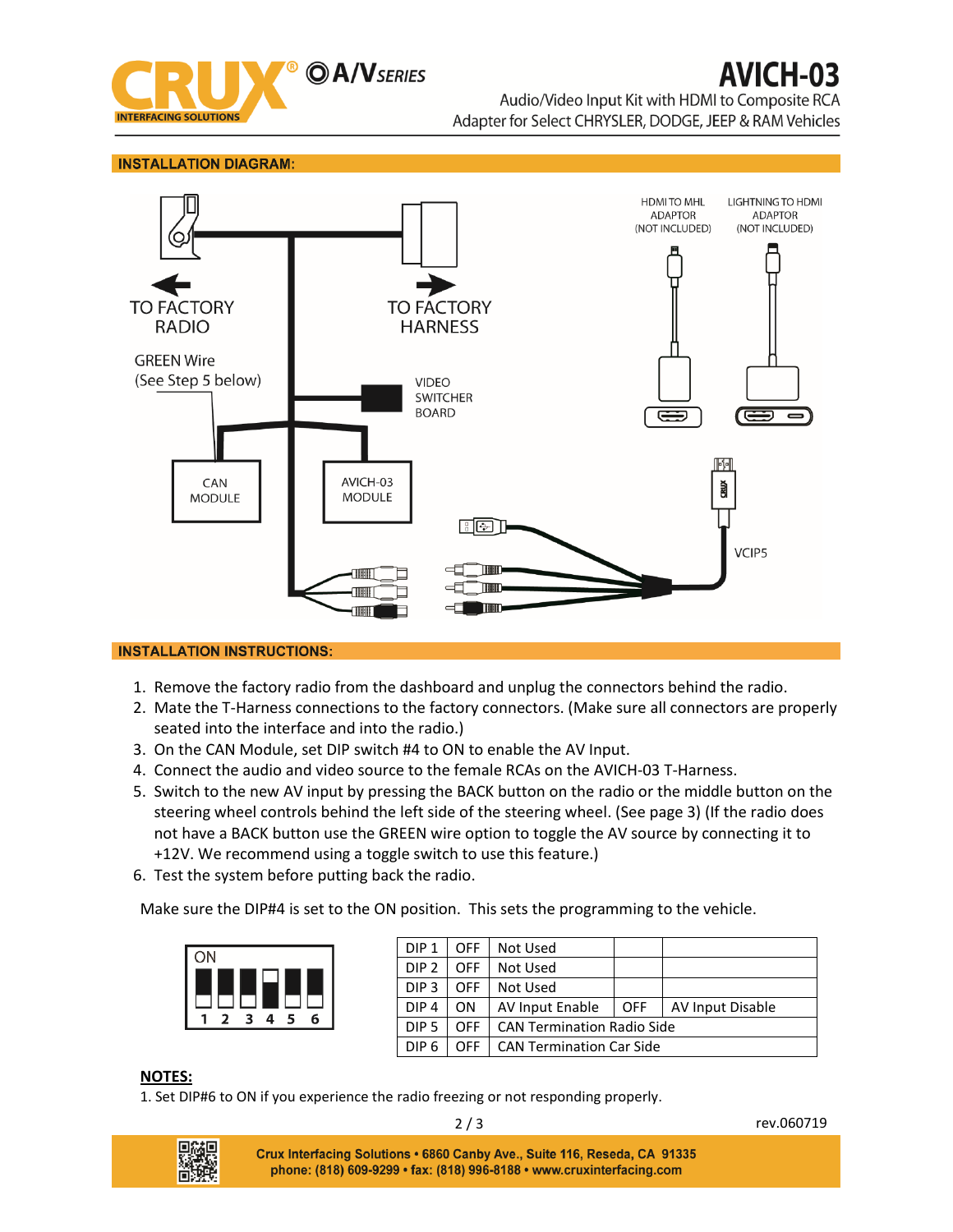CRUX® INTERFACING SOLUTIONS — A/V SERIES

# AVICH-03

Audio/Video Input Kit with HDMI to Composite RCA Adapter for Select CHRYSLER, DODGE, JEEP & RAM Vehicles

## INSTALLATION DIAGRAM:

TO FACTORY RADIO

TO FACTORY HARNESS

GREEN Wire (See Step 5 below)

VIDEO SWITCHER BOARD

CAN MODULE

AVICH-03 MODULE

HDMI TO MHL ADAPTOR (NOT INCLUDED)

LIGHTNING TO HDMI ADAPTOR (NOT INCLUDED)

VCIP5

## INSTALLATION INSTRUCTIONS:

1. Remove the factory radio from the dashboard and unplug the connectors behind the radio.
2. Mate the T-Harness connections to the factory connectors. (Make sure all connectors are properly seated into the interface and into the radio.)
3. On the CAN Module, set DIP switch #4 to ON to enable the AV Input.
4. Connect the audio and video source to the female RCAs on the AVICH-03 T-Harness.
5. Switch to the new AV input by pressing the BACK button on the radio or the middle button on the steering wheel controls behind the left side of the steering wheel. (See page 3) (If the radio does not have a BACK button use the GREEN wire option to toggle the AV source by connecting it to +12V. We recommend using a toggle switch to use this feature.)
6. Test the system before putting back the radio.

Make sure the DIP#4 is set to the ON position. This sets the programming to the vehicle.

ON
1 2 3 4 5 6

| DIP 1 | OFF | Not Used | | |
|---|---|---|---|---|
| DIP 2 | OFF | Not Used | | |
| DIP 3 | OFF | Not Used | | |
| DIP 4 | ON | AV Input Enable | OFF | AV Input Disable |
| DIP 5 | OFF | CAN Termination Radio Side | | |
| DIP 6 | OFF | CAN Termination Car Side | | |

**NOTES:**

1. Set DIP#6 to ON if you experience the radio freezing or not responding properly.

rev.060719

Crux Interfacing Solutions • 6860 Canby Ave., Suite 116, Reseda, CA 91335
phone: (818) 609-9299 • fax: (818) 996-8188 • www.cruxinterfacing.com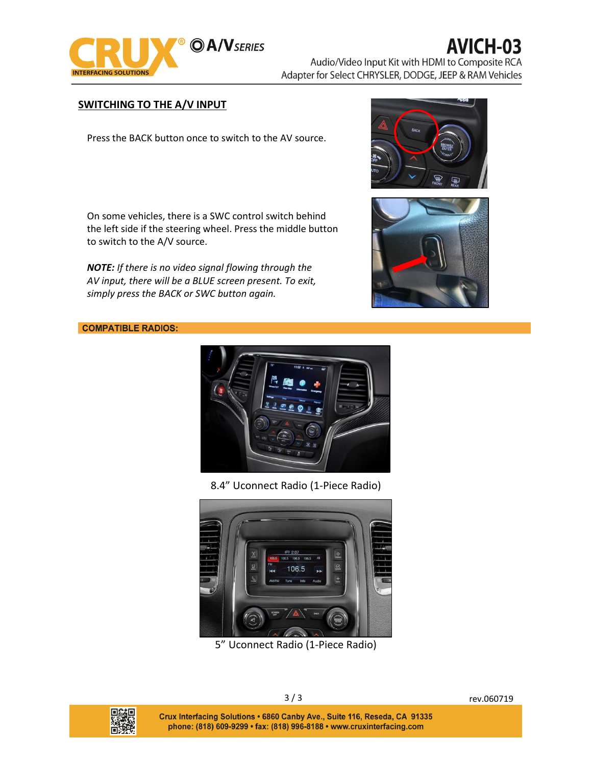## SWITCHING TO THE A/V INPUT

Press the BACK button once to switch to the AV source.

On some vehicles, there is a SWC control switch behind the left side if the steering wheel. Press the middle button to switch to the A/V source.

***NOTE:*** *If there is no video signal flowing through the AV input, there will be a BLUE screen present. To exit, simply press the BACK or SWC button again.*

## COMPATIBLE RADIOS:

8.4" Uconnect Radio (1-Piece Radio)

5" Uconnect Radio (1-Piece Radio)

rev.060719

Crux Interfacing Solutions • 6860 Canby Ave., Suite 116, Reseda, CA 91335
phone: (818) 609-9299 • fax: (818) 996-8188 • www.cruxinterfacing.com